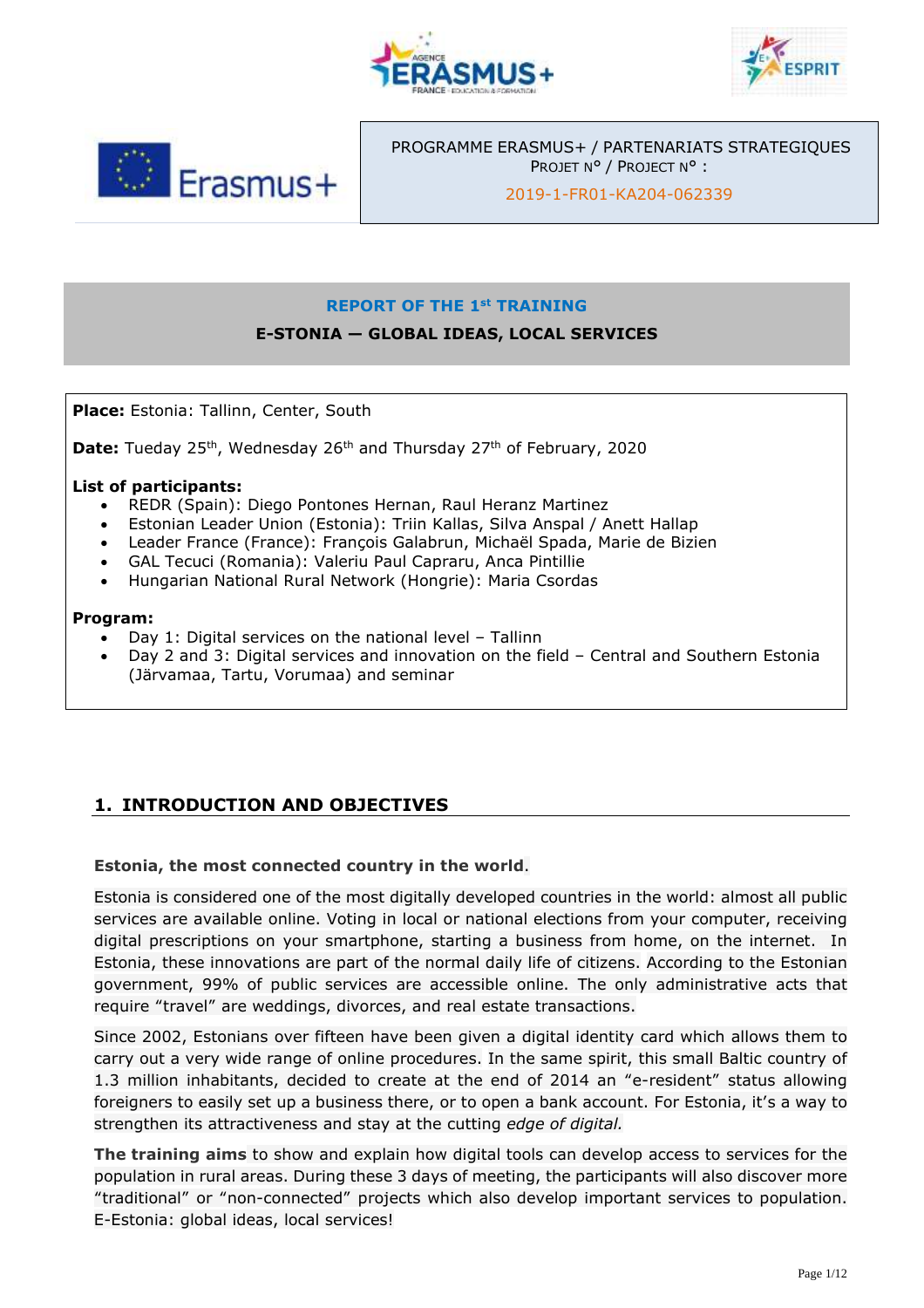PROGRAMME ERASMUS+ / PARTENARIATS STRATEGIQUES
PROJET N° / PROJECT N° :
2019-1-FR01-KA204-062339

## REPORT OF THE 1st TRAINING

### E-STONIA — GLOBAL IDEAS, LOCAL SERVICES

**Place:** Estonia: Tallinn, Center, South

**Date:** Tueday 25th, Wednesday 26th and Thursday 27th of February, 2020

**List of participants:**

- REDR (Spain): Diego Pontones Hernan, Raul Heranz Martinez
- Estonian Leader Union (Estonia): Triin Kallas, Silva Anspal / Anett Hallap
- Leader France (France): François Galabrun, Michaël Spada, Marie de Bizien
- GAL Tecuci (Romania): Valeriu Paul Capraru, Anca Pintillie
- Hungarian National Rural Network (Hongrie): Maria Csordas

**Program:**

- Day 1: Digital services on the national level – Tallinn
- Day 2 and 3: Digital services and innovation on the field – Central and Southern Estonia (Järvamaa, Tartu, Vorumaa) and seminar

## 1. INTRODUCTION AND OBJECTIVES

**Estonia, the most connected country in the world**.

Estonia is considered one of the most digitally developed countries in the world: almost all public services are available online. Voting in local or national elections from your computer, receiving digital prescriptions on your smartphone, starting a business from home, on the internet. In Estonia, these innovations are part of the normal daily life of citizens. According to the Estonian government, 99% of public services are accessible online. The only administrative acts that require "travel" are weddings, divorces, and real estate transactions.

Since 2002, Estonians over fifteen have been given a digital identity card which allows them to carry out a very wide range of online procedures. In the same spirit, this small Baltic country of 1.3 million inhabitants, decided to create at the end of 2014 an "e-resident" status allowing foreigners to easily set up a business there, or to open a bank account. For Estonia, it's a way to strengthen its attractiveness and stay at the cutting *edge of digital.*

**The training aims** to show and explain how digital tools can develop access to services for the population in rural areas. During these 3 days of meeting, the participants will also discover more "traditional" or "non-connected" projects which also develop important services to population. E-Estonia: global ideas, local services!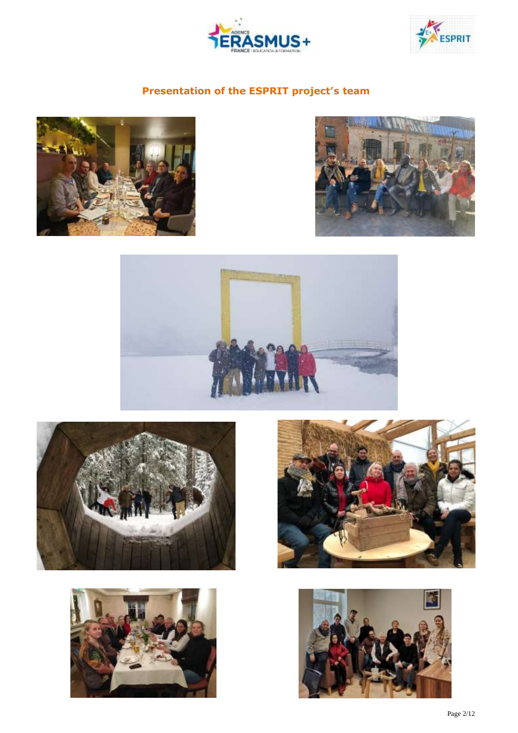## Presentation of the ESPRIT project's team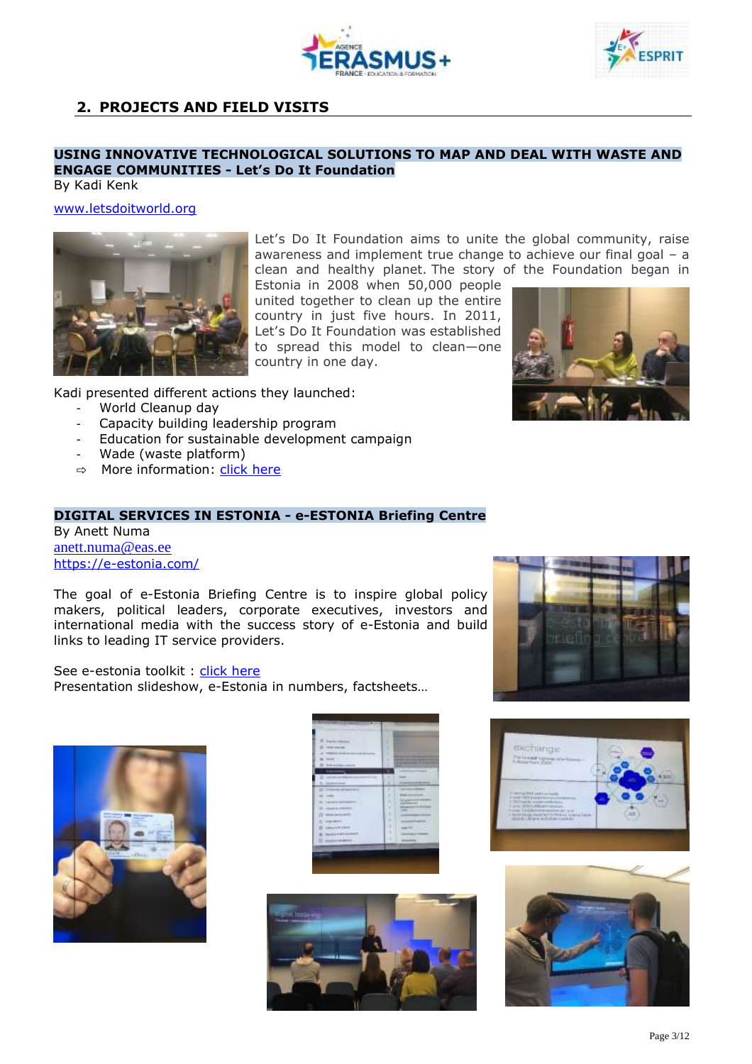## 2. PROJECTS AND FIELD VISITS

### USING INNOVATIVE TECHNOLOGICAL SOLUTIONS TO MAP AND DEAL WITH WASTE AND ENGAGE COMMUNITIES - Let's Do It Foundation

By Kadi Kenk

www.letsdoitworld.org

Let's Do It Foundation aims to unite the global community, raise awareness and implement true change to achieve our final goal – a clean and healthy planet. The story of the Foundation began in Estonia in 2008 when 50,000 people united together to clean up the entire country in just five hours. In 2011, Let's Do It Foundation was established to spread this model to clean—one country in one day.

Kadi presented different actions they launched:

- World Cleanup day
- Capacity building leadership program
- Education for sustainable development campaign
- Wade (waste platform)
- ⇨ More information: click here

### DIGITAL SERVICES IN ESTONIA - e-ESTONIA Briefing Centre

By Anett Numa
anett.numa@eas.ee
https://e-estonia.com/

The goal of e-Estonia Briefing Centre is to inspire global policy makers, political leaders, corporate executives, investors and international media with the success story of e-Estonia and build links to leading IT service providers.

See e-estonia toolkit : click here
Presentation slideshow, e-Estonia in numbers, factsheets…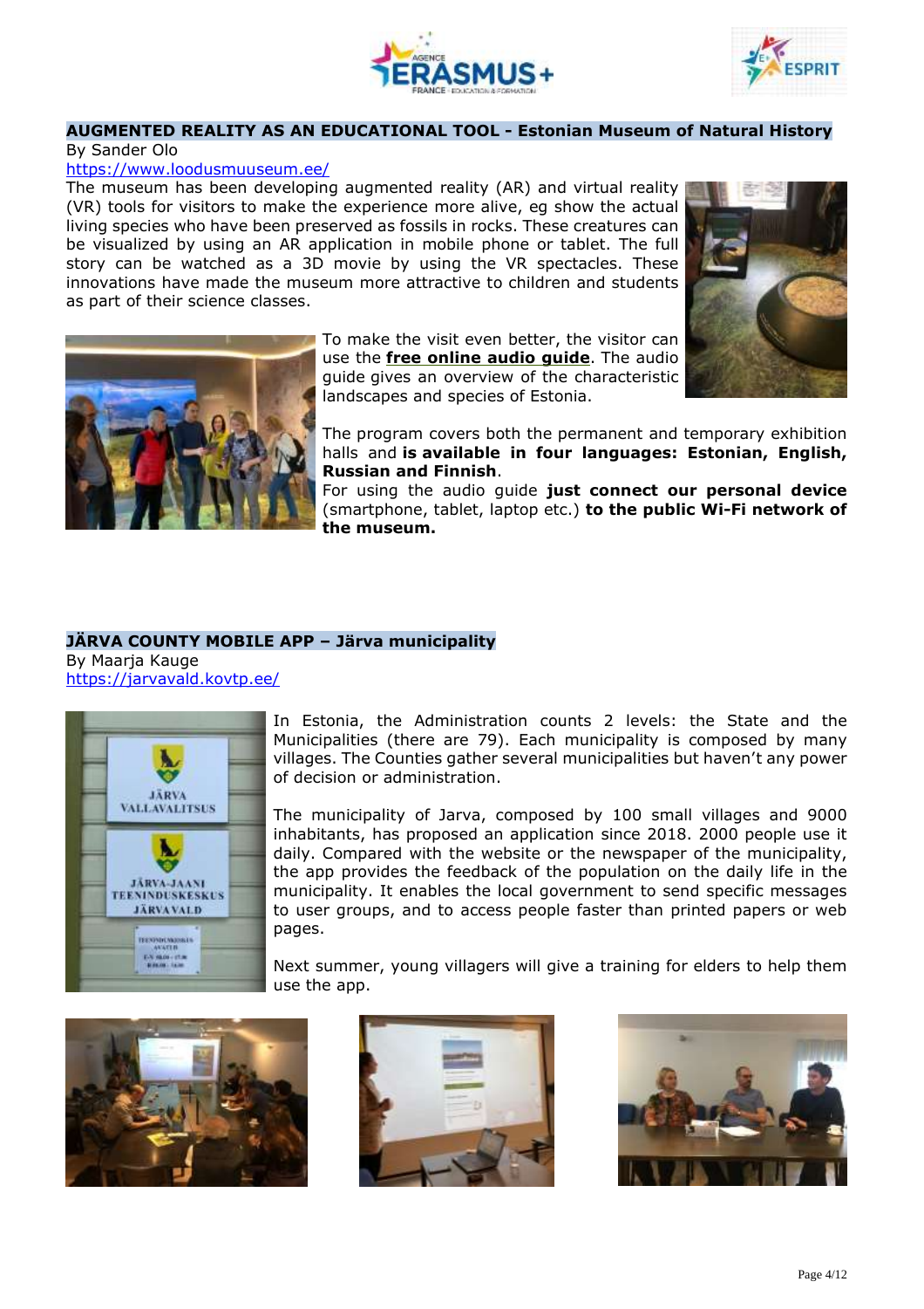## AUGMENTED REALITY AS AN EDUCATIONAL TOOL - Estonian Museum of Natural History

By Sander Olo

https://www.loodusmuuseum.ee/

The museum has been developing augmented reality (AR) and virtual reality (VR) tools for visitors to make the experience more alive, eg show the actual living species who have been preserved as fossils in rocks. These creatures can be visualized by using an AR application in mobile phone or tablet. The full story can be watched as a 3D movie by using the VR spectacles. These innovations have made the museum more attractive to children and students as part of their science classes.

To make the visit even better, the visitor can use the **free online audio guide**. The audio guide gives an overview of the characteristic landscapes and species of Estonia.

The program covers both the permanent and temporary exhibition halls and **is available in four languages: Estonian, English, Russian and Finnish**.

For using the audio guide **just connect our personal device** (smartphone, tablet, laptop etc.) **to the public Wi-Fi network of the museum.**

## JÄRVA COUNTY MOBILE APP – Järva municipality

By Maarja Kauge

https://jarvavald.kovtp.ee/

In Estonia, the Administration counts 2 levels: the State and the Municipalities (there are 79). Each municipality is composed by many villages. The Counties gather several municipalities but haven't any power of decision or administration.

The municipality of Jarva, composed by 100 small villages and 9000 inhabitants, has proposed an application since 2018. 2000 people use it daily. Compared with the website or the newspaper of the municipality, the app provides the feedback of the population on the daily life in the municipality. It enables the local government to send specific messages to user groups, and to access people faster than printed papers or web pages.

Next summer, young villagers will give a training for elders to help them use the app.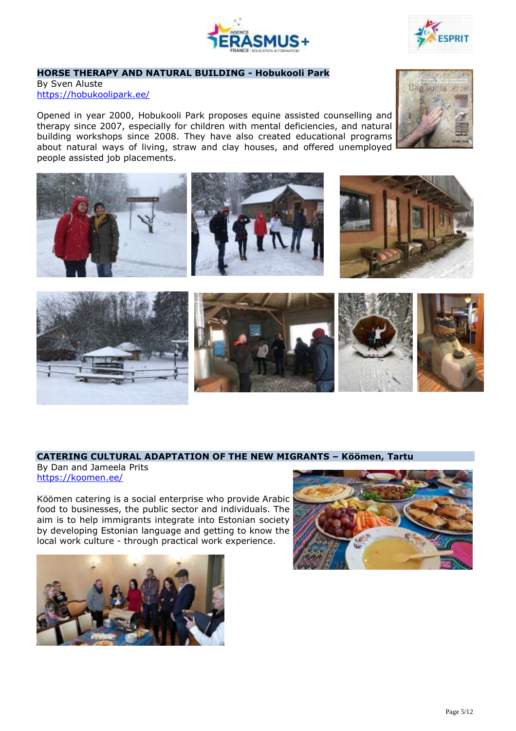## HORSE THERAPY AND NATURAL BUILDING - Hobukooli Park

By Sven Aluste
https://hobukoolipark.ee/

Opened in year 2000, Hobukooli Park proposes equine assisted counselling and therapy since 2007, especially for children with mental deficiencies, and natural building workshops since 2008. They have also created educational programs about natural ways of living, straw and clay houses, and offered unemployed people assisted job placements.

## CATERING CULTURAL ADAPTATION OF THE NEW MIGRANTS – Köömen, Tartu

By Dan and Jameela Prits
https://koomen.ee/

Köömen catering is a social enterprise who provide Arabic food to businesses, the public sector and individuals. The aim is to help immigrants integrate into Estonian society by developing Estonian language and getting to know the local work culture - through practical work experience.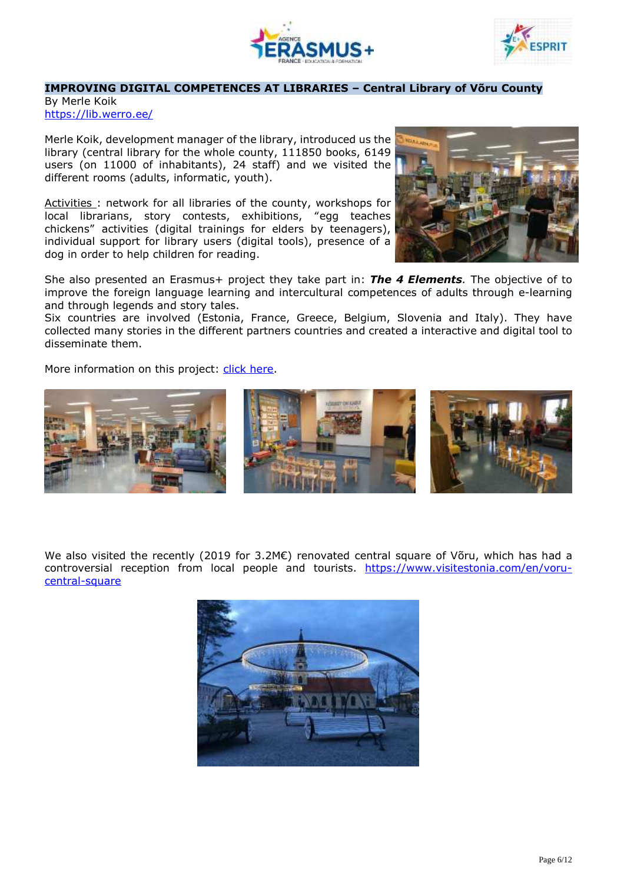**IMPROVING DIGITAL COMPETENCES AT LIBRARIES – Central Library of Võru County**

By Merle Koik

https://lib.werro.ee/

Merle Koik, development manager of the library, introduced us the library (central library for the whole county, 111850 books, 6149 users (on 11000 of inhabitants), 24 staff) and we visited the different rooms (adults, informatic, youth).

Activities : network for all libraries of the county, workshops for local librarians, story contests, exhibitions, "egg teaches chickens" activities (digital trainings for elders by teenagers), individual support for library users (digital tools), presence of a dog in order to help children for reading.

She also presented an Erasmus+ project they take part in: ***The 4 Elements.*** The objective of to improve the foreign language learning and intercultural competences of adults through e-learning and through legends and story tales.

Six countries are involved (Estonia, France, Greece, Belgium, Slovenia and Italy). They have collected many stories in the different partners countries and created a interactive and digital tool to disseminate them.

More information on this project: click here.

We also visited the recently (2019 for 3.2M€) renovated central square of Võru, which has had a controversial reception from local people and tourists. https://www.visitestonia.com/en/voru-central-square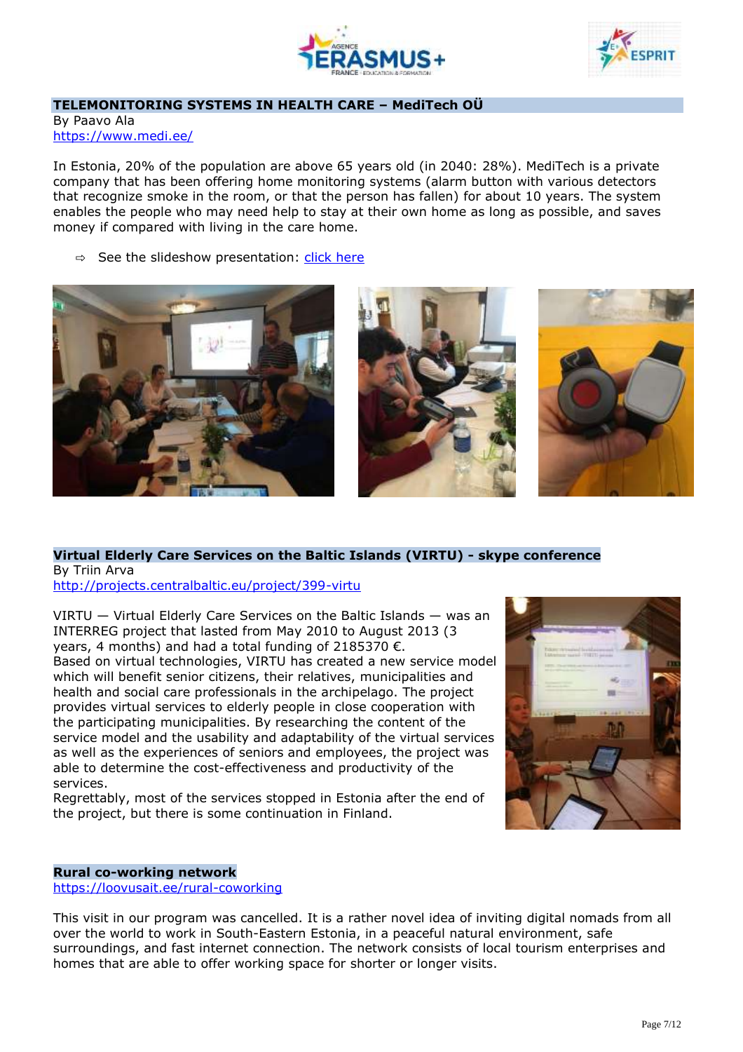## TELEMONITORING SYSTEMS IN HEALTH CARE – MediTech OÜ

By Paavo Ala
https://www.medi.ee/

In Estonia, 20% of the population are above 65 years old (in 2040: 28%). MediTech is a private company that has been offering home monitoring systems (alarm button with various detectors that recognize smoke in the room, or that the person has fallen) for about 10 years. The system enables the people who may need help to stay at their own home as long as possible, and saves money if compared with living in the care home.

⇨ See the slideshow presentation: click here

## Virtual Elderly Care Services on the Baltic Islands (VIRTU) - skype conference

By Triin Arva
http://projects.centralbaltic.eu/project/399-virtu

VIRTU — Virtual Elderly Care Services on the Baltic Islands — was an INTERREG project that lasted from May 2010 to August 2013 (3 years, 4 months) and had a total funding of 2185370 €.
Based on virtual technologies, VIRTU has created a new service model which will benefit senior citizens, their relatives, municipalities and health and social care professionals in the archipelago. The project provides virtual services to elderly people in close cooperation with the participating municipalities. By researching the content of the service model and the usability and adaptability of the virtual services as well as the experiences of seniors and employees, the project was able to determine the cost-effectiveness and productivity of the services.
Regrettably, most of the services stopped in Estonia after the end of the project, but there is some continuation in Finland.

## Rural co-working network

https://loovusait.ee/rural-coworking

This visit in our program was cancelled. It is a rather novel idea of inviting digital nomads from all over the world to work in South-Eastern Estonia, in a peaceful natural environment, safe surroundings, and fast internet connection. The network consists of local tourism enterprises and homes that are able to offer working space for shorter or longer visits.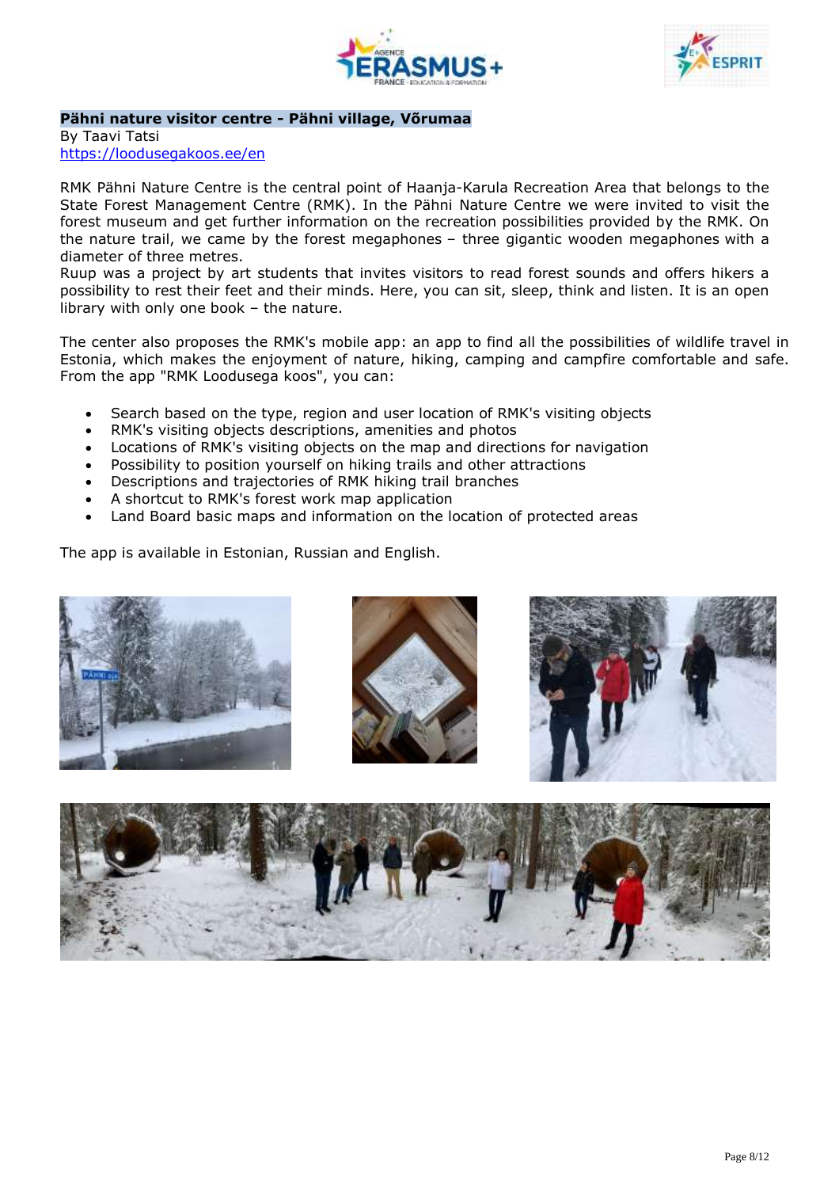**Pähni nature visitor centre - Pähni village, Võrumaa**

By Taavi Tatsi

https://loodusegakoos.ee/en

RMK Pähni Nature Centre is the central point of Haanja-Karula Recreation Area that belongs to the State Forest Management Centre (RMK). In the Pähni Nature Centre we were invited to visit the forest museum and get further information on the recreation possibilities provided by the RMK. On the nature trail, we came by the forest megaphones – three gigantic wooden megaphones with a diameter of three metres.

Ruup was a project by art students that invites visitors to read forest sounds and offers hikers a possibility to rest their feet and their minds. Here, you can sit, sleep, think and listen. It is an open library with only one book – the nature.

The center also proposes the RMK's mobile app: an app to find all the possibilities of wildlife travel in Estonia, which makes the enjoyment of nature, hiking, camping and campfire comfortable and safe. From the app "RMK Loodusega koos", you can:

- Search based on the type, region and user location of RMK's visiting objects
- RMK's visiting objects descriptions, amenities and photos
- Locations of RMK's visiting objects on the map and directions for navigation
- Possibility to position yourself on hiking trails and other attractions
- Descriptions and trajectories of RMK hiking trail branches
- A shortcut to RMK's forest work map application
- Land Board basic maps and information on the location of protected areas

The app is available in Estonian, Russian and English.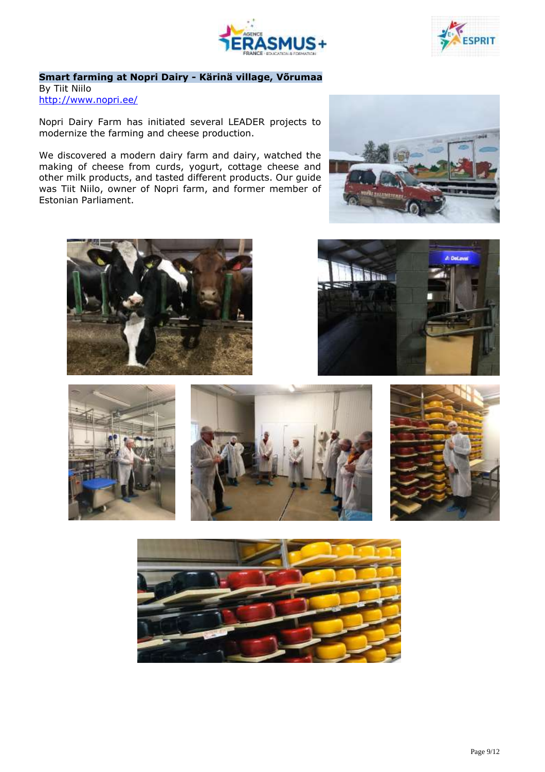**Smart farming at Nopri Dairy - Kärinä village, Võrumaa**
By Tiit Niilo
http://www.nopri.ee/

Nopri Dairy Farm has initiated several LEADER projects to modernize the farming and cheese production.

We discovered a modern dairy farm and dairy, watched the making of cheese from curds, yogurt, cottage cheese and other milk products, and tasted different products. Our guide was Tiit Niilo, owner of Nopri farm, and former member of Estonian Parliament.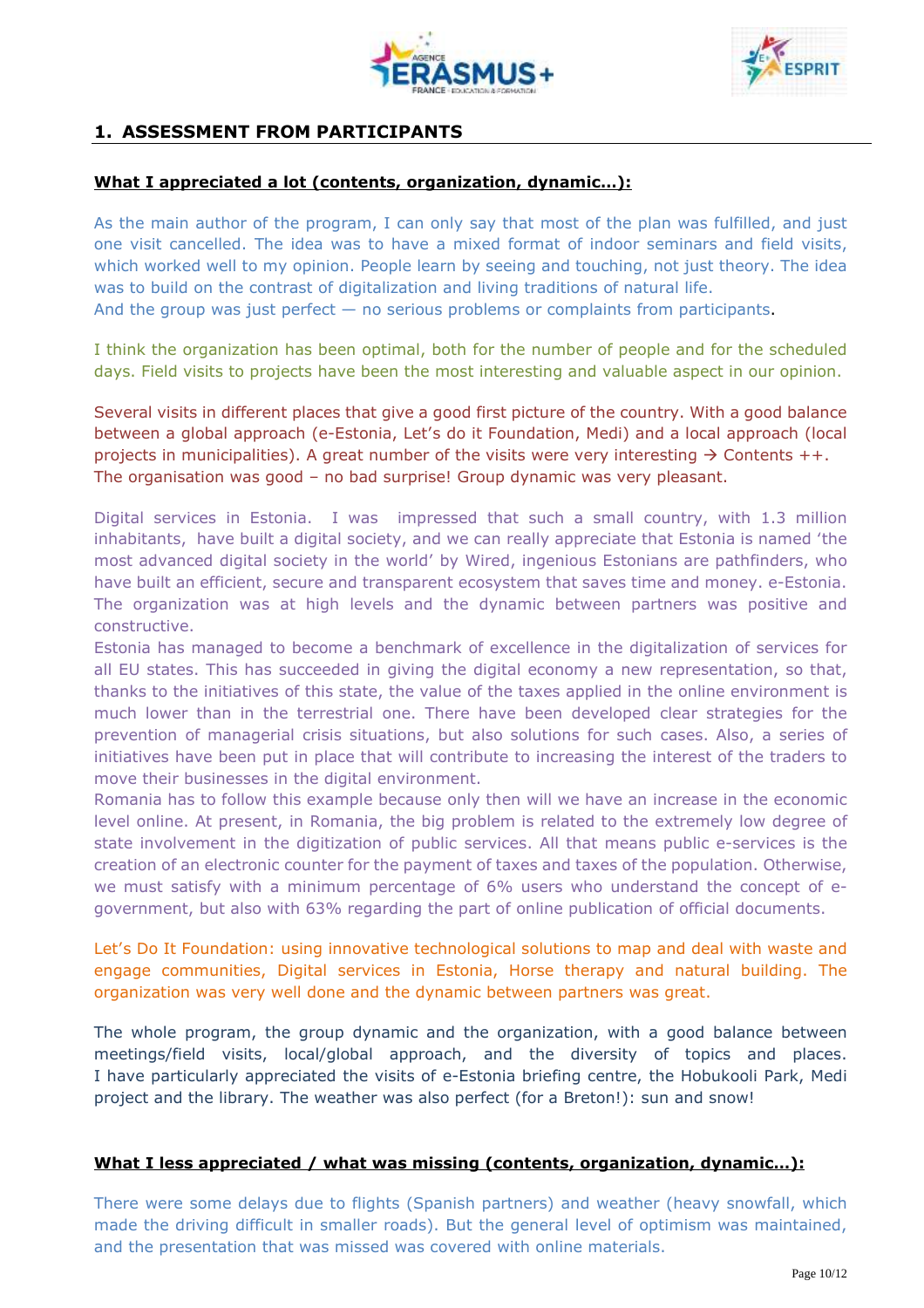## 1. ASSESSMENT FROM PARTICIPANTS

**What I appreciated a lot (contents, organization, dynamic…):**

As the main author of the program, I can only say that most of the plan was fulfilled, and just one visit cancelled. The idea was to have a mixed format of indoor seminars and field visits, which worked well to my opinion. People learn by seeing and touching, not just theory. The idea was to build on the contrast of digitalization and living traditions of natural life.
And the group was just perfect — no serious problems or complaints from participants.

I think the organization has been optimal, both for the number of people and for the scheduled days. Field visits to projects have been the most interesting and valuable aspect in our opinion.

Several visits in different places that give a good first picture of the country. With a good balance between a global approach (e-Estonia, Let's do it Foundation, Medi) and a local approach (local projects in municipalities). A great number of the visits were very interesting → Contents ++.
The organisation was good – no bad surprise! Group dynamic was very pleasant.

Digital services in Estonia. I was impressed that such a small country, with 1.3 million inhabitants, have built a digital society, and we can really appreciate that Estonia is named 'the most advanced digital society in the world' by Wired, ingenious Estonians are pathfinders, who have built an efficient, secure and transparent ecosystem that saves time and money. e-Estonia. The organization was at high levels and the dynamic between partners was positive and constructive.
Estonia has managed to become a benchmark of excellence in the digitalization of services for all EU states. This has succeeded in giving the digital economy a new representation, so that, thanks to the initiatives of this state, the value of the taxes applied in the online environment is much lower than in the terrestrial one. There have been developed clear strategies for the prevention of managerial crisis situations, but also solutions for such cases. Also, a series of initiatives have been put in place that will contribute to increasing the interest of the traders to move their businesses in the digital environment.
Romania has to follow this example because only then will we have an increase in the economic level online. At present, in Romania, the big problem is related to the extremely low degree of state involvement in the digitization of public services. All that means public e-services is the creation of an electronic counter for the payment of taxes and taxes of the population. Otherwise, we must satisfy with a minimum percentage of 6% users who understand the concept of e-government, but also with 63% regarding the part of online publication of official documents.

Let's Do It Foundation: using innovative technological solutions to map and deal with waste and engage communities, Digital services in Estonia, Horse therapy and natural building. The organization was very well done and the dynamic between partners was great.

The whole program, the group dynamic and the organization, with a good balance between meetings/field visits, local/global approach, and the diversity of topics and places. I have particularly appreciated the visits of e-Estonia briefing centre, the Hobukooli Park, Medi project and the library. The weather was also perfect (for a Breton!): sun and snow!

**What I less appreciated / what was missing (contents, organization, dynamic…):**

There were some delays due to flights (Spanish partners) and weather (heavy snowfall, which made the driving difficult in smaller roads). But the general level of optimism was maintained, and the presentation that was missed was covered with online materials.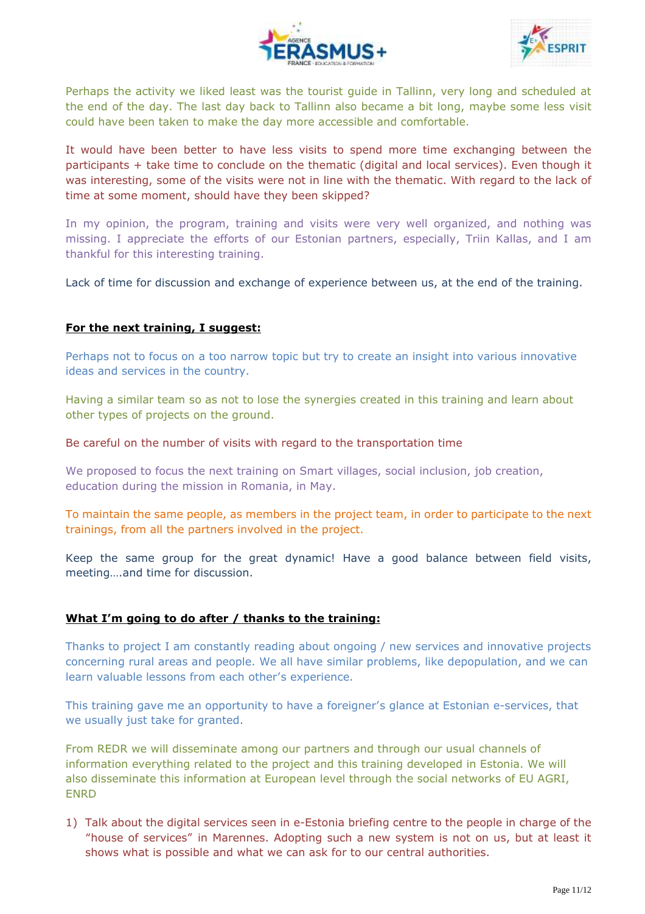Perhaps the activity we liked least was the tourist guide in Tallinn, very long and scheduled at the end of the day. The last day back to Tallinn also became a bit long, maybe some less visit could have been taken to make the day more accessible and comfortable.

It would have been better to have less visits to spend more time exchanging between the participants + take time to conclude on the thematic (digital and local services). Even though it was interesting, some of the visits were not in line with the thematic. With regard to the lack of time at some moment, should have they been skipped?

In my opinion, the program, training and visits were very well organized, and nothing was missing. I appreciate the efforts of our Estonian partners, especially, Triin Kallas, and I am thankful for this interesting training.

Lack of time for discussion and exchange of experience between us, at the end of the training.

**For the next training, I suggest:**

Perhaps not to focus on a too narrow topic but try to create an insight into various innovative ideas and services in the country.

Having a similar team so as not to lose the synergies created in this training and learn about other types of projects on the ground.

Be careful on the number of visits with regard to the transportation time

We proposed to focus the next training on Smart villages, social inclusion, job creation, education during the mission in Romania, in May.

To maintain the same people, as members in the project team, in order to participate to the next trainings, from all the partners involved in the project.

Keep the same group for the great dynamic! Have a good balance between field visits, meeting….and time for discussion.

**What I'm going to do after / thanks to the training:**

Thanks to project I am constantly reading about ongoing / new services and innovative projects concerning rural areas and people. We all have similar problems, like depopulation, and we can learn valuable lessons from each other's experience.

This training gave me an opportunity to have a foreigner's glance at Estonian e-services, that we usually just take for granted.

From REDR we will disseminate among our partners and through our usual channels of information everything related to the project and this training developed in Estonia. We will also disseminate this information at European level through the social networks of EU AGRI, ENRD

1) Talk about the digital services seen in e-Estonia briefing centre to the people in charge of the "house of services" in Marennes. Adopting such a new system is not on us, but at least it shows what is possible and what we can ask for to our central authorities.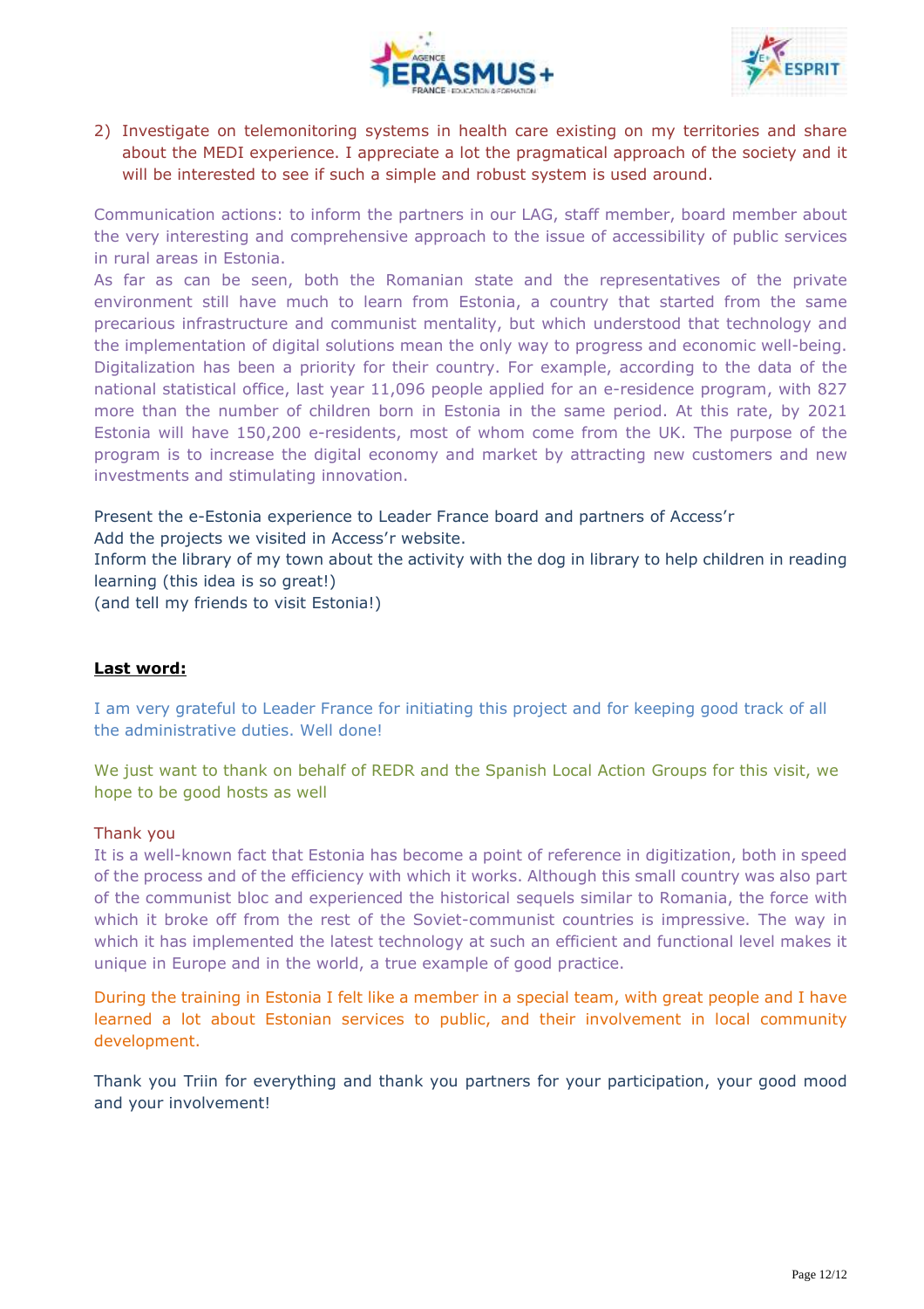2) Investigate on telemonitoring systems in health care existing on my territories and share about the MEDI experience. I appreciate a lot the pragmatical approach of the society and it will be interested to see if such a simple and robust system is used around.

Communication actions: to inform the partners in our LAG, staff member, board member about the very interesting and comprehensive approach to the issue of accessibility of public services in rural areas in Estonia.
As far as can be seen, both the Romanian state and the representatives of the private environment still have much to learn from Estonia, a country that started from the same precarious infrastructure and communist mentality, but which understood that technology and the implementation of digital solutions mean the only way to progress and economic well-being. Digitalization has been a priority for their country. For example, according to the data of the national statistical office, last year 11,096 people applied for an e-residence program, with 827 more than the number of children born in Estonia in the same period. At this rate, by 2021 Estonia will have 150,200 e-residents, most of whom come from the UK. The purpose of the program is to increase the digital economy and market by attracting new customers and new investments and stimulating innovation.

Present the e-Estonia experience to Leader France board and partners of Access'r
Add the projects we visited in Access'r website.
Inform the library of my town about the activity with the dog in library to help children in reading learning (this idea is so great!)
(and tell my friends to visit Estonia!)

**Last word:**

I am very grateful to Leader France for initiating this project and for keeping good track of all the administrative duties. Well done!

We just want to thank on behalf of REDR and the Spanish Local Action Groups for this visit, we hope to be good hosts as well

Thank you
It is a well-known fact that Estonia has become a point of reference in digitization, both in speed of the process and of the efficiency with which it works. Although this small country was also part of the communist bloc and experienced the historical sequels similar to Romania, the force with which it broke off from the rest of the Soviet-communist countries is impressive. The way in which it has implemented the latest technology at such an efficient and functional level makes it unique in Europe and in the world, a true example of good practice.

During the training in Estonia I felt like a member in a special team, with great people and I have learned a lot about Estonian services to public, and their involvement in local community development.

Thank you Triin for everything and thank you partners for your participation, your good mood and your involvement!